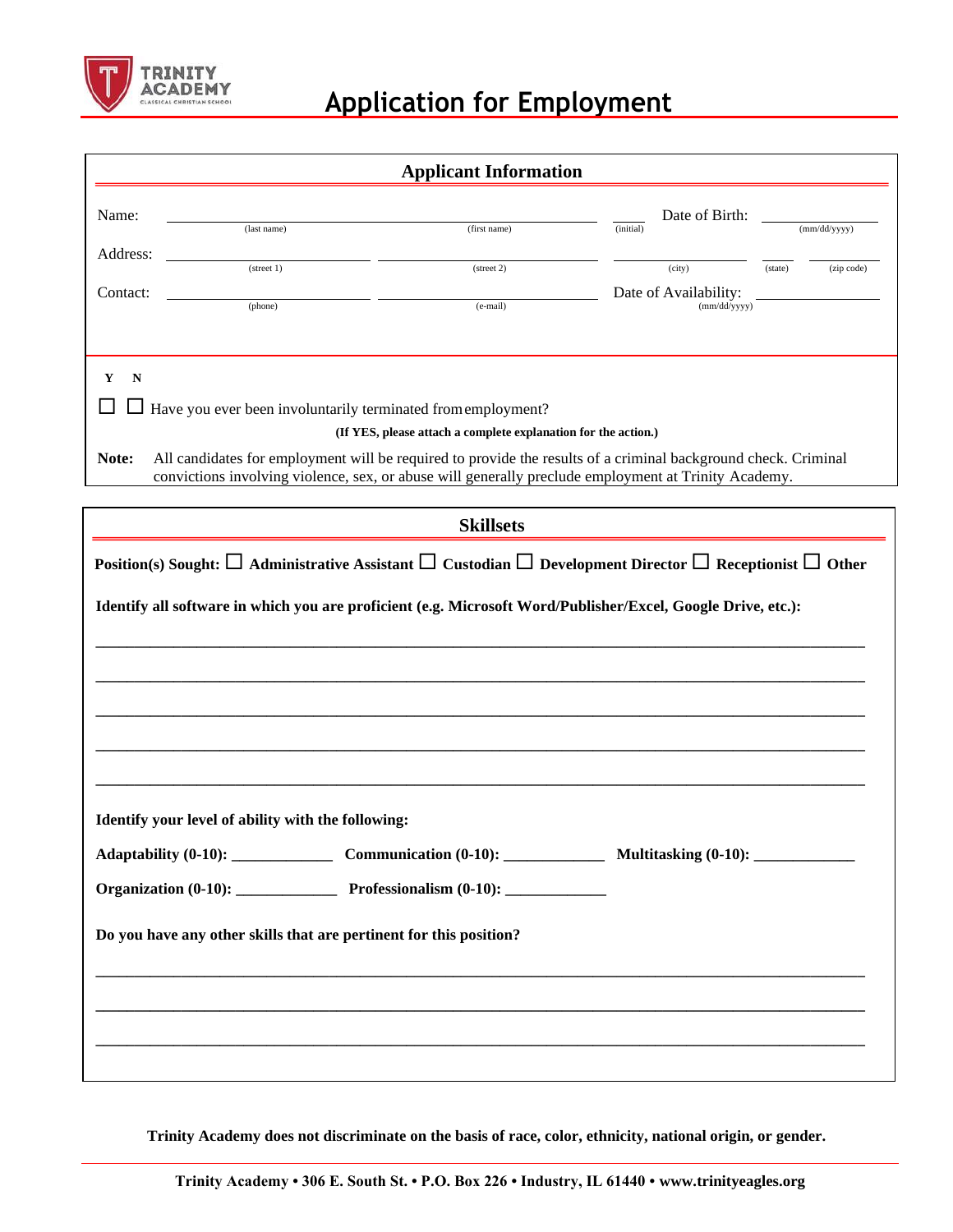TRINITY ACADEMY
CLASSICAL CHRISTIAN SCHOOL

# Application for Employment

## Applicant Information

Name: ______________________ (last name) ______________________ (first name) _____ (initial) Date of Birth: ____________ (mm/dd/yyyy)

Address: ______________________ (street 1) ______________________ (street 2) ______________ (city) _____ (state) ________ (zip code)

Contact: ______________________ (phone) ______________________ (e-mail) Date of Availability: ____________ (mm/dd/yyyy)

Y N

☐ ☐ Have you ever been involuntarily terminated from employment?

**(If YES, please attach a complete explanation for the action.)**

**Note:** All candidates for employment will be required to provide the results of a criminal background check. Criminal convictions involving violence, sex, or abuse will generally preclude employment at Trinity Academy.

## Skillsets

**Position(s) Sought:** ☐ **Administrative Assistant** ☐ **Custodian** ☐ **Development Director** ☐ **Receptionist** ☐ **Other**

**Identify all software in which you are proficient (e.g. Microsoft Word/Publisher/Excel, Google Drive, etc.):**

_______________________________________________________________________________

_______________________________________________________________________________

_______________________________________________________________________________

_______________________________________________________________________________

_______________________________________________________________________________

**Identify your level of ability with the following:**

**Adaptability (0-10):** ____________ **Communication (0-10):** ____________ **Multitasking (0-10):** ____________

**Organization (0-10):** ____________ **Professionalism (0-10):** ____________

**Do you have any other skills that are pertinent for this position?**

_______________________________________________________________________________

_______________________________________________________________________________

_______________________________________________________________________________

**Trinity Academy does not discriminate on the basis of race, color, ethnicity, national origin, or gender.**

**Trinity Academy • 306 E. South St. • P.O. Box 226 • Industry, IL 61440 • www.trinityeagles.org**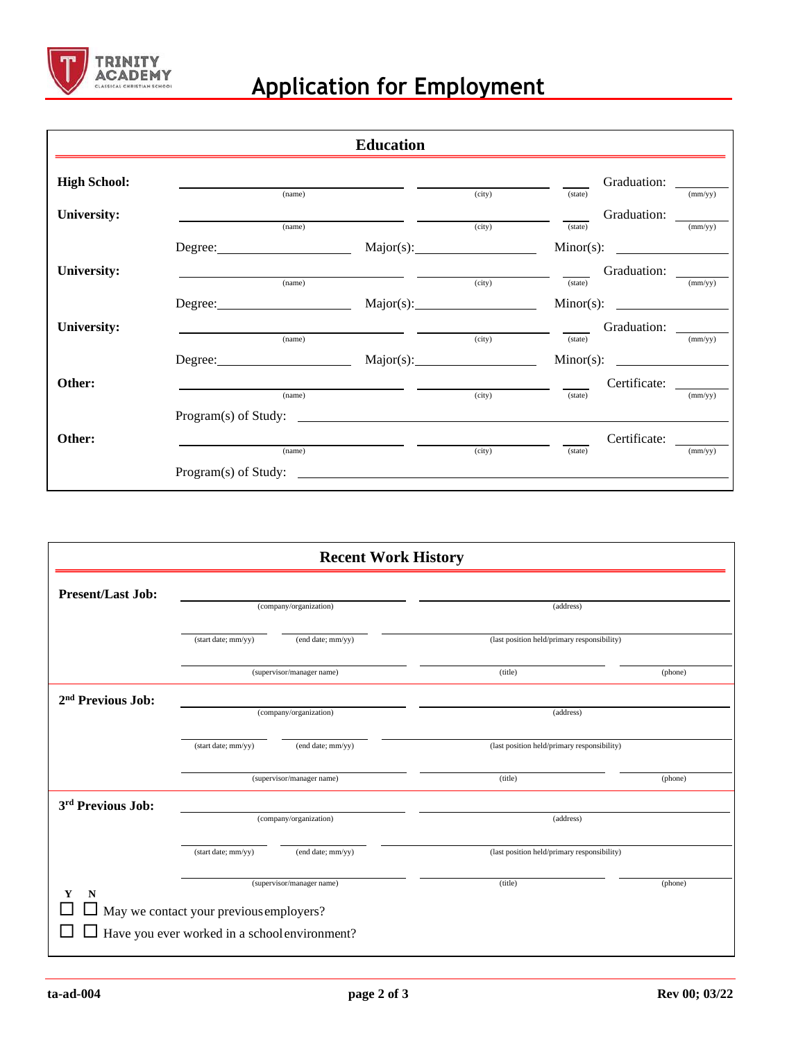# Application for Employment

## Education

| | | | | |
|---|---|---|---|---|
| **High School:** | (name) | (city) | (state) | Graduation: (mm/yy) |
| **University:** | (name) | (city) | (state) | Graduation: (mm/yy) |
| | Degree: | Major(s): | Minor(s): | |
| **University:** | (name) | (city) | (state) | Graduation: (mm/yy) |
| | Degree: | Major(s): | Minor(s): | |
| **University:** | (name) | (city) | (state) | Graduation: (mm/yy) |
| | Degree: | Major(s): | Minor(s): | |
| **Other:** | (name) | (city) | (state) | Certificate: (mm/yy) |
| | Program(s) of Study: | | | |
| **Other:** | (name) | (city) | (state) | Certificate: (mm/yy) |
| | Program(s) of Study: | | | |

## Recent Work History

| | | | | |
|---|---|---|---|---|
| **Present/Last Job:** | (company/organization) | | (address) | |
| | (start date; mm/yy) | (end date; mm/yy) | (last position held/primary responsibility) | |
| | (supervisor/manager name) | | (title) | (phone) |
| **2nd Previous Job:** | (company/organization) | | (address) | |
| | (start date; mm/yy) | (end date; mm/yy) | (last position held/primary responsibility) | |
| | (supervisor/manager name) | | (title) | (phone) |
| **3rd Previous Job:** | (company/organization) | | (address) | |
| | (start date; mm/yy) | (end date; mm/yy) | (last position held/primary responsibility) | |
| | (supervisor/manager name) | | (title) | (phone) |

| Y | N | |
|---|---|---|
| ☐ | ☐ | May we contact your previous employers? |
| ☐ | ☐ | Have you ever worked in a school environment? |

ta-ad-004 Rev 00; 03/22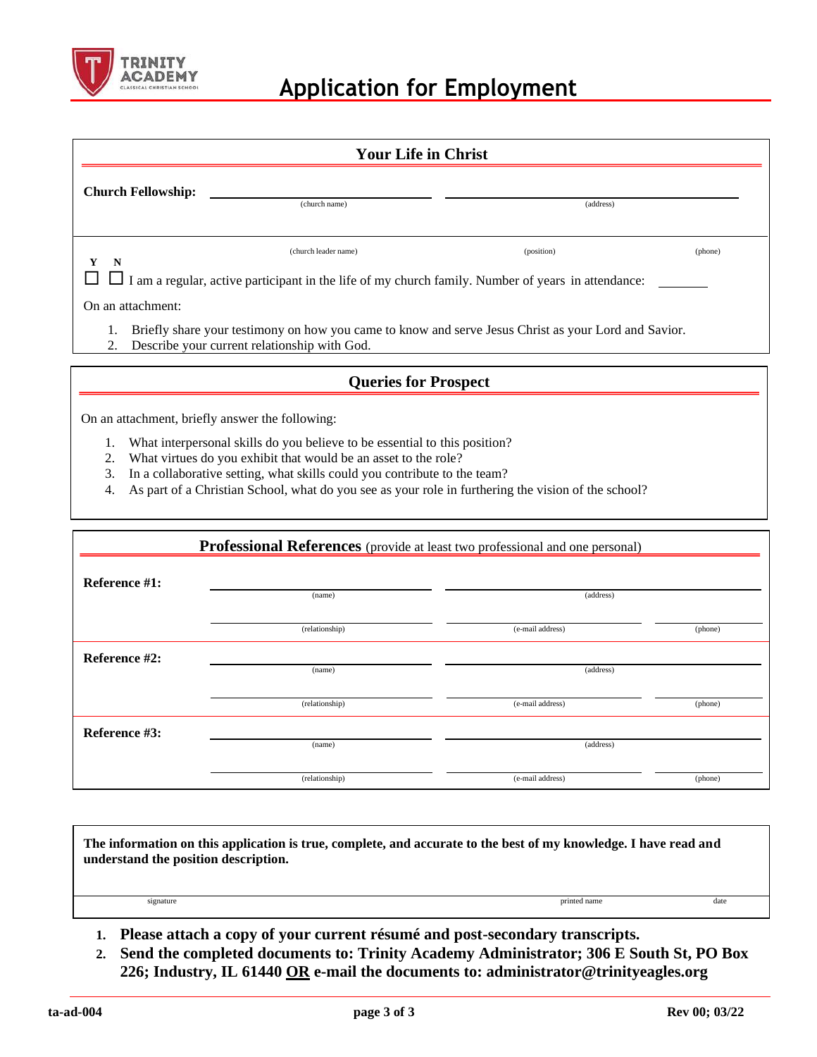# Application for Employment

## Your Life in Christ

**Church Fellowship:** ______________________ (church name) ______________________ (address)

______________________ (church leader name) ______________________ (position) ______________________ (phone)

| Y | N | |
|---|---|---|
| ☐ | ☐ | I am a regular, active participant in the life of my church family. Number of years in attendance: ________ |

On an attachment:

1. Briefly share your testimony on how you came to know and serve Jesus Christ as your Lord and Savior.
2. Describe your current relationship with God.

## Queries for Prospect

On an attachment, briefly answer the following:

1. What interpersonal skills do you believe to be essential to this position?
2. What virtues do you exhibit that would be an asset to the role?
3. In a collaborative setting, what skills could you contribute to the team?
4. As part of a Christian School, what do you see as your role in furthering the vision of the school?

## Professional References (provide at least two professional and one personal)

| | | | |
|---|---|---|---|
| **Reference #1:** | (name) | (address) | |
| | (relationship) | (e-mail address) | (phone) |
| **Reference #2:** | (name) | (address) | |
| | (relationship) | (e-mail address) | (phone) |
| **Reference #3:** | (name) | (address) | |
| | (relationship) | (e-mail address) | (phone) |

**The information on this application is true, complete, and accurate to the best of my knowledge. I have read and understand the position description.**

| signature | printed name | date |
|---|---|---|
| | | |

1. **Please attach a copy of your current résumé and post-secondary transcripts.**
2. **Send the completed documents to: Trinity Academy Administrator; 306 E South St, PO Box 226; Industry, IL 61440 OR e-mail the documents to: administrator@trinityeagles.org**

ta-ad-004 Rev 00; 03/22